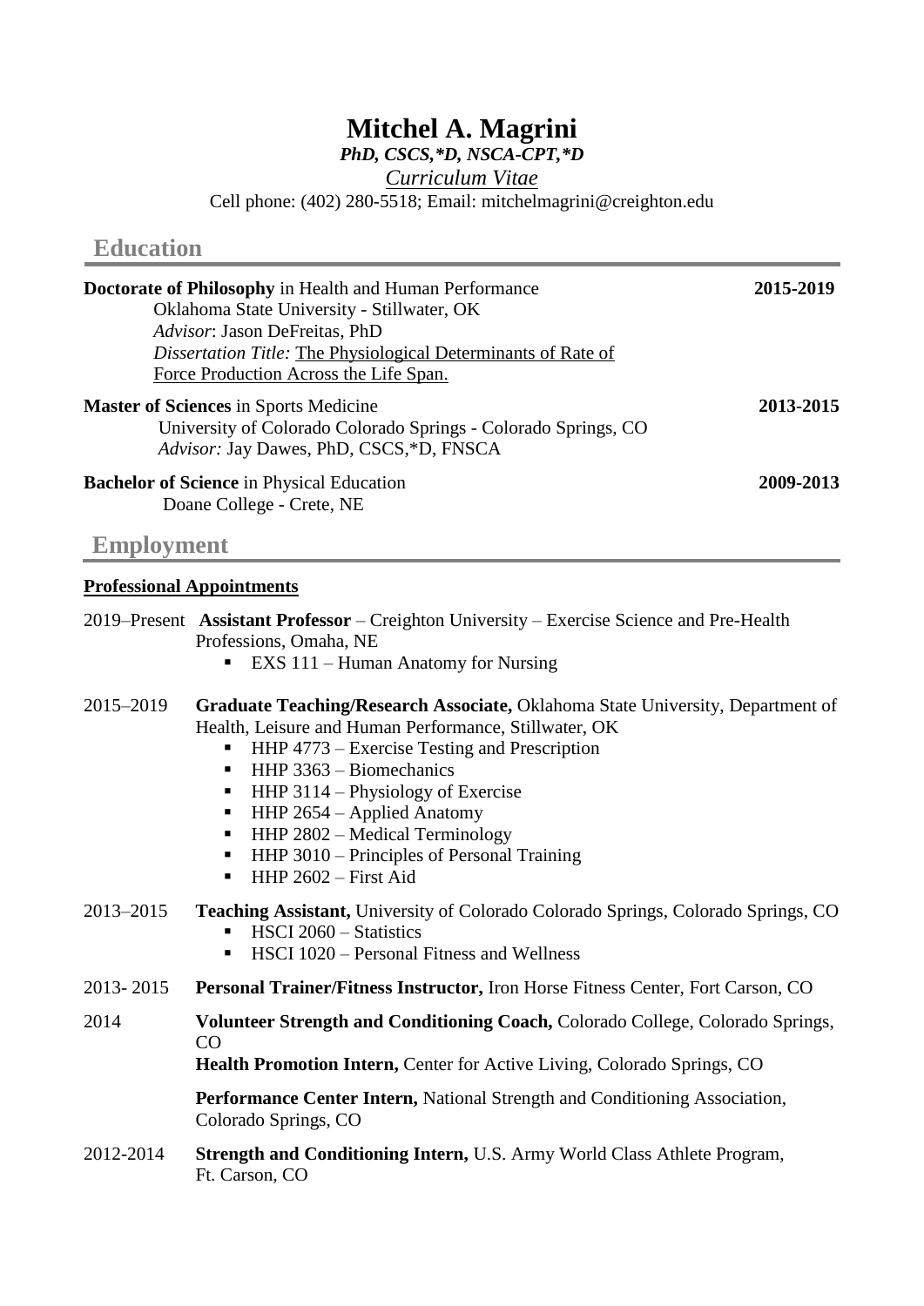# Mitchel A. Magrini

***PhD, CSCS,*D, NSCA-CPT,*D***

*Curriculum Vitae*

Cell phone: (402) 280-5518; Email: mitchelmagrini@creighton.edu

## Education

**Doctorate of Philosophy** in Health and Human Performance — **2015-2019**
Oklahoma State University - Stillwater, OK
*Advisor*: Jason DeFreitas, PhD
*Dissertation Title:* The Physiological Determinants of Rate of Force Production Across the Life Span.

**Master of Sciences** in Sports Medicine — **2013-2015**
University of Colorado Colorado Springs - Colorado Springs, CO
*Advisor:* Jay Dawes, PhD, CSCS,*D, FNSCA

**Bachelor of Science** in Physical Education — **2009-2013**
Doane College - Crete, NE

## Employment

### Professional Appointments

2019–Present **Assistant Professor** – Creighton University – Exercise Science and Pre-Health Professions, Omaha, NE

- EXS 111 – Human Anatomy for Nursing

2015–2019 **Graduate Teaching/Research Associate,** Oklahoma State University, Department of Health, Leisure and Human Performance, Stillwater, OK

- HHP 4773 – Exercise Testing and Prescription
- HHP 3363 – Biomechanics
- HHP 3114 – Physiology of Exercise
- HHP 2654 – Applied Anatomy
- HHP 2802 – Medical Terminology
- HHP 3010 – Principles of Personal Training
- HHP 2602 – First Aid

2013–2015 **Teaching Assistant,** University of Colorado Colorado Springs, Colorado Springs, CO

- HSCI 2060 – Statistics
- HSCI 1020 – Personal Fitness and Wellness

2013- 2015 **Personal Trainer/Fitness Instructor,** Iron Horse Fitness Center, Fort Carson, CO

2014 **Volunteer Strength and Conditioning Coach,** Colorado College, Colorado Springs, CO

**Health Promotion Intern,** Center for Active Living, Colorado Springs, CO

**Performance Center Intern,** National Strength and Conditioning Association, Colorado Springs, CO

2012-2014 **Strength and Conditioning Intern,** U.S. Army World Class Athlete Program, Ft. Carson, CO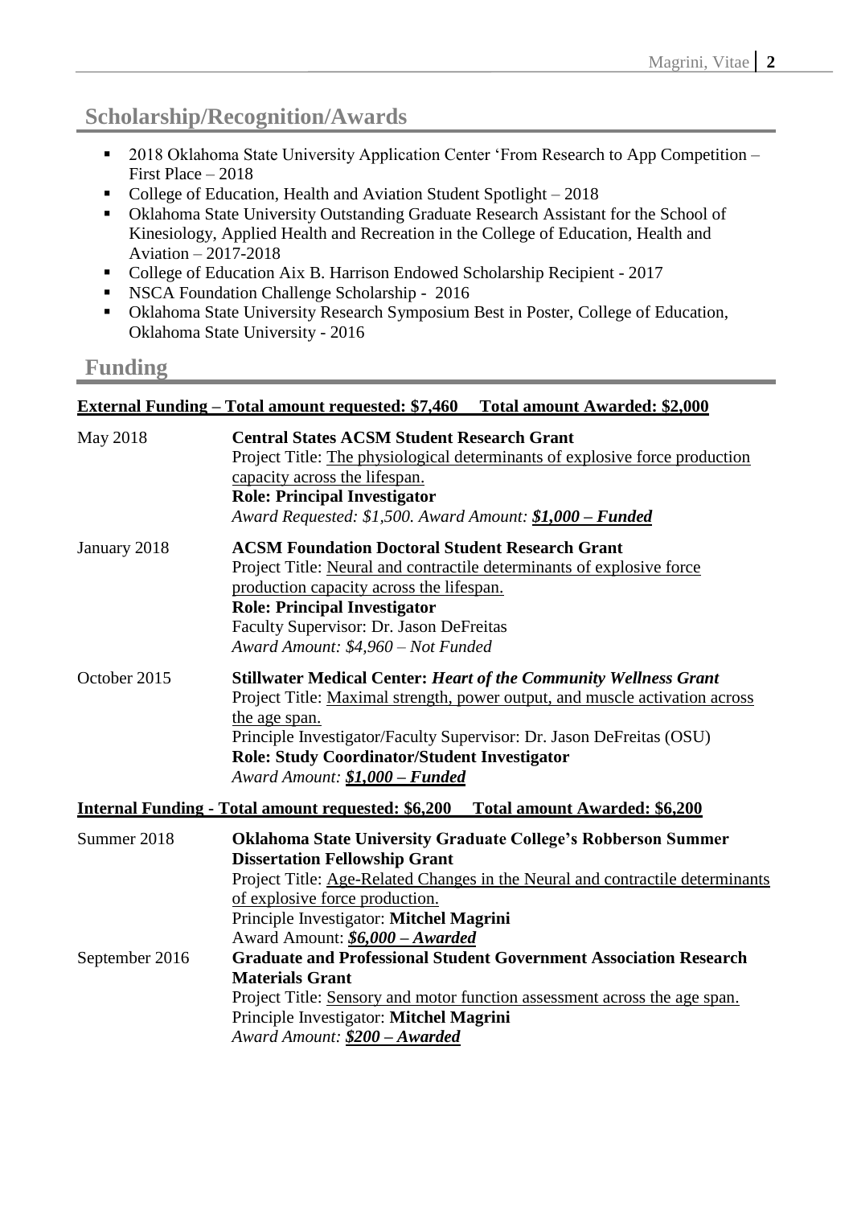## Scholarship/Recognition/Awards

- 2018 Oklahoma State University Application Center 'From Research to App Competition – First Place – 2018
- College of Education, Health and Aviation Student Spotlight – 2018
- Oklahoma State University Outstanding Graduate Research Assistant for the School of Kinesiology, Applied Health and Recreation in the College of Education, Health and Aviation – 2017-2018
- College of Education Aix B. Harrison Endowed Scholarship Recipient - 2017
- NSCA Foundation Challenge Scholarship - 2016
- Oklahoma State University Research Symposium Best in Poster, College of Education, Oklahoma State University - 2016

## Funding

**External Funding – Total amount requested: $7,460 Total amount Awarded: $2,000**

May 2018 — **Central States ACSM Student Research Grant**
Project Title: The physiological determinants of explosive force production capacity across the lifespan.
**Role: Principal Investigator**
*Award Requested: $1,500. Award Amount: **$1,000 – Funded***

January 2018 — **ACSM Foundation Doctoral Student Research Grant**
Project Title: Neural and contractile determinants of explosive force production capacity across the lifespan.
**Role: Principal Investigator**
Faculty Supervisor: Dr. Jason DeFreitas
*Award Amount: $4,960 – Not Funded*

October 2015 — **Stillwater Medical Center: *Heart of the Community Wellness Grant***
Project Title: Maximal strength, power output, and muscle activation across the age span.
Principle Investigator/Faculty Supervisor: Dr. Jason DeFreitas (OSU)
**Role: Study Coordinator/Student Investigator**
*Award Amount: **$1,000 – Funded***

**Internal Funding - Total amount requested: $6,200 Total amount Awarded: $6,200**

Summer 2018 — **Oklahoma State University Graduate College's Robberson Summer Dissertation Fellowship Grant**
Project Title: Age-Related Changes in the Neural and contractile determinants of explosive force production.
Principle Investigator: **Mitchel Magrini**
Award Amount: ***$6,000 – Awarded***

September 2016 — **Graduate and Professional Student Government Association Research Materials Grant**
Project Title: Sensory and motor function assessment across the age span.
Principle Investigator: **Mitchel Magrini**
*Award Amount: **$200 – Awarded***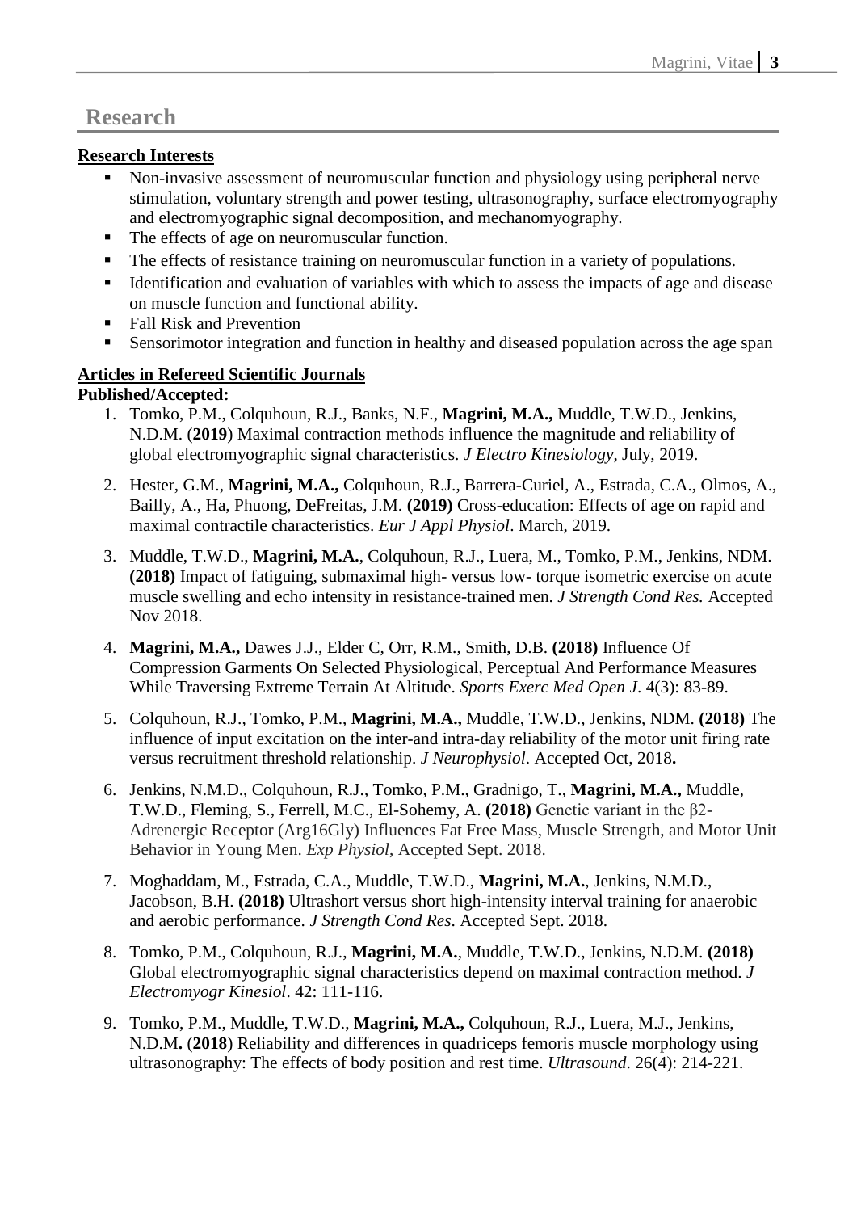# Research

**Research Interests**

- Non-invasive assessment of neuromuscular function and physiology using peripheral nerve stimulation, voluntary strength and power testing, ultrasonography, surface electromyography and electromyographic signal decomposition, and mechanomyography.
- The effects of age on neuromuscular function.
- The effects of resistance training on neuromuscular function in a variety of populations.
- Identification and evaluation of variables with which to assess the impacts of age and disease on muscle function and functional ability.
- Fall Risk and Prevention
- Sensorimotor integration and function in healthy and diseased population across the age span

**Articles in Refereed Scientific Journals**

**Published/Accepted:**

1. Tomko, P.M., Colquhoun, R.J., Banks, N.F., **Magrini, M.A.,** Muddle, T.W.D., Jenkins, N.D.M. (**2019**) Maximal contraction methods influence the magnitude and reliability of global electromyographic signal characteristics. *J Electro Kinesiology*, July, 2019.

2. Hester, G.M., **Magrini, M.A.,** Colquhoun, R.J., Barrera-Curiel, A., Estrada, C.A., Olmos, A., Bailly, A., Ha, Phuong, DeFreitas, J.M. **(2019)** Cross-education: Effects of age on rapid and maximal contractile characteristics. *Eur J Appl Physiol*. March, 2019.

3. Muddle, T.W.D., **Magrini, M.A.**, Colquhoun, R.J., Luera, M., Tomko, P.M., Jenkins, NDM. **(2018)** Impact of fatiguing, submaximal high- versus low- torque isometric exercise on acute muscle swelling and echo intensity in resistance-trained men. *J Strength Cond Res.* Accepted Nov 2018.

4. **Magrini, M.A.,** Dawes J.J., Elder C, Orr, R.M., Smith, D.B. **(2018)** Influence Of Compression Garments On Selected Physiological, Perceptual And Performance Measures While Traversing Extreme Terrain At Altitude. *Sports Exerc Med Open J*. 4(3): 83-89.

5. Colquhoun, R.J., Tomko, P.M., **Magrini, M.A.,** Muddle, T.W.D., Jenkins, NDM. **(2018)** The influence of input excitation on the inter-and intra-day reliability of the motor unit firing rate versus recruitment threshold relationship. *J Neurophysiol*. Accepted Oct, 2018**.**

6. Jenkins, N.M.D., Colquhoun, R.J., Tomko, P.M., Gradnigo, T., **Magrini, M.A.,** Muddle, T.W.D., Fleming, S., Ferrell, M.C., El-Sohemy, A. **(2018)** Genetic variant in the β2-Adrenergic Receptor (Arg16Gly) Influences Fat Free Mass, Muscle Strength, and Motor Unit Behavior in Young Men. *Exp Physiol*, Accepted Sept. 2018.

7. Moghaddam, M., Estrada, C.A., Muddle, T.W.D., **Magrini, M.A.**, Jenkins, N.M.D., Jacobson, B.H. **(2018)** Ultrashort versus short high-intensity interval training for anaerobic and aerobic performance. *J Strength Cond Res.* Accepted Sept. 2018.

8. Tomko, P.M., Colquhoun, R.J., **Magrini, M.A.**, Muddle, T.W.D., Jenkins, N.D.M. **(2018)** Global electromyographic signal characteristics depend on maximal contraction method. *J Electromyogr Kinesiol*. 42: 111-116.

9. Tomko, P.M., Muddle, T.W.D., **Magrini, M.A.,** Colquhoun, R.J., Luera, M.J., Jenkins, N.D.M**.** (**2018**) Reliability and differences in quadriceps femoris muscle morphology using ultrasonography: The effects of body position and rest time. *Ultrasound*. 26(4): 214-221.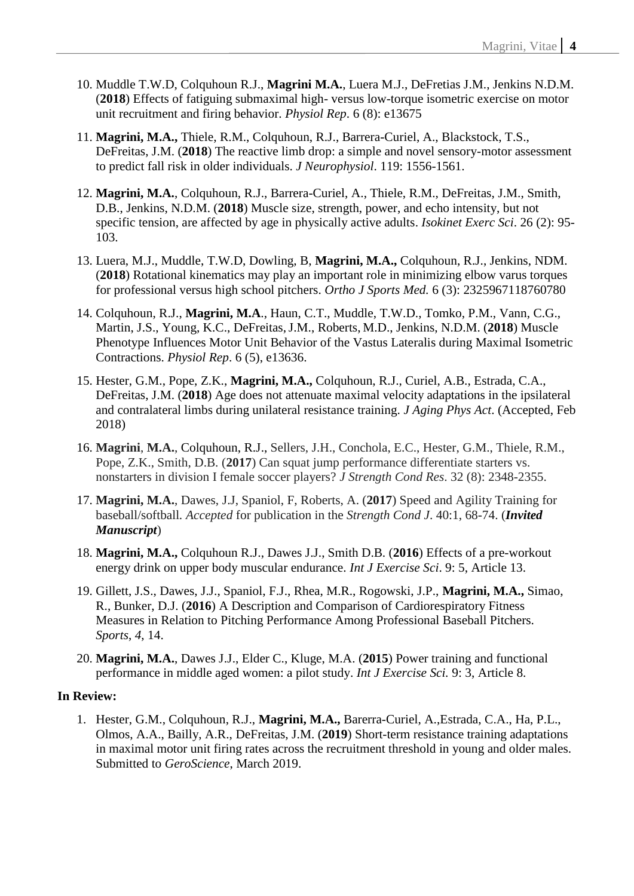10. Muddle T.W.D, Colquhoun R.J., **Magrini M.A.**, Luera M.J., DeFretias J.M., Jenkins N.D.M. (**2018**) Effects of fatiguing submaximal high- versus low-torque isometric exercise on motor unit recruitment and firing behavior. *Physiol Rep*. 6 (8): e13675

11. **Magrini, M.A.,** Thiele, R.M., Colquhoun, R.J., Barrera-Curiel, A., Blackstock, T.S., DeFreitas, J.M. (**2018**) The reactive limb drop: a simple and novel sensory-motor assessment to predict fall risk in older individuals. *J Neurophysiol*. 119: 1556-1561.

12. **Magrini, M.A.**, Colquhoun, R.J., Barrera-Curiel, A., Thiele, R.M., DeFreitas, J.M., Smith, D.B., Jenkins, N.D.M. (**2018**) Muscle size, strength, power, and echo intensity, but not specific tension, are affected by age in physically active adults. *Isokinet Exerc Sci*. 26 (2): 95-103.

13. Luera, M.J., Muddle, T.W.D, Dowling, B, **Magrini, M.A.,** Colquhoun, R.J., Jenkins, NDM. (**2018**) Rotational kinematics may play an important role in minimizing elbow varus torques for professional versus high school pitchers. *Ortho J Sports Med.* 6 (3): 2325967118760780

14. Colquhoun, R.J., **Magrini, M.A**., Haun, C.T., Muddle, T.W.D., Tomko, P.M., Vann, C.G., Martin, J.S., Young, K.C., DeFreitas, J.M., Roberts, M.D., Jenkins, N.D.M. (**2018**) Muscle Phenotype Influences Motor Unit Behavior of the Vastus Lateralis during Maximal Isometric Contractions. *Physiol Rep*. 6 (5), e13636.

15. Hester, G.M., Pope, Z.K., **Magrini, M.A.,** Colquhoun, R.J., Curiel, A.B., Estrada, C.A., DeFreitas, J.M. (**2018**) Age does not attenuate maximal velocity adaptations in the ipsilateral and contralateral limbs during unilateral resistance training. *J Aging Phys Act*. (Accepted, Feb 2018)

16. **Magrini**, **M.A.**, Colquhoun, R.J., Sellers, J.H., Conchola, E.C., Hester, G.M., Thiele, R.M., Pope, Z.K., Smith, D.B. (**2017**) Can squat jump performance differentiate starters vs. nonstarters in division I female soccer players? *J Strength Cond Res*. 32 (8): 2348-2355.

17. **Magrini, M.A.**, Dawes, J.J, Spaniol, F, Roberts, A. (**2017**) Speed and Agility Training for baseball/softball. *Accepted* for publication in the *Strength Cond J*. 40:1, 68-74. (***Invited Manuscript***)

18. **Magrini, M.A.,** Colquhoun R.J., Dawes J.J., Smith D.B. (**2016**) Effects of a pre-workout energy drink on upper body muscular endurance. *Int J Exercise Sci*. 9: 5, Article 13.

19. Gillett, J.S., Dawes, J.J., Spaniol, F.J., Rhea, M.R., Rogowski, J.P., **Magrini, M.A.,** Simao, R., Bunker, D.J. (**2016**) A Description and Comparison of Cardiorespiratory Fitness Measures in Relation to Pitching Performance Among Professional Baseball Pitchers. *Sports*, *4*, 14.

20. **Magrini, M.A.**, Dawes J.J., Elder C., Kluge, M.A. (**2015**) Power training and functional performance in middle aged women: a pilot study. *Int J Exercise Sci.* 9: 3, Article 8.

**In Review:**

1. Hester, G.M., Colquhoun, R.J., **Magrini, M.A.,** Barerra-Curiel, A.,Estrada, C.A., Ha, P.L., Olmos, A.A., Bailly, A.R., DeFreitas, J.M. (**2019**) Short-term resistance training adaptations in maximal motor unit firing rates across the recruitment threshold in young and older males. Submitted to *GeroScience*, March 2019.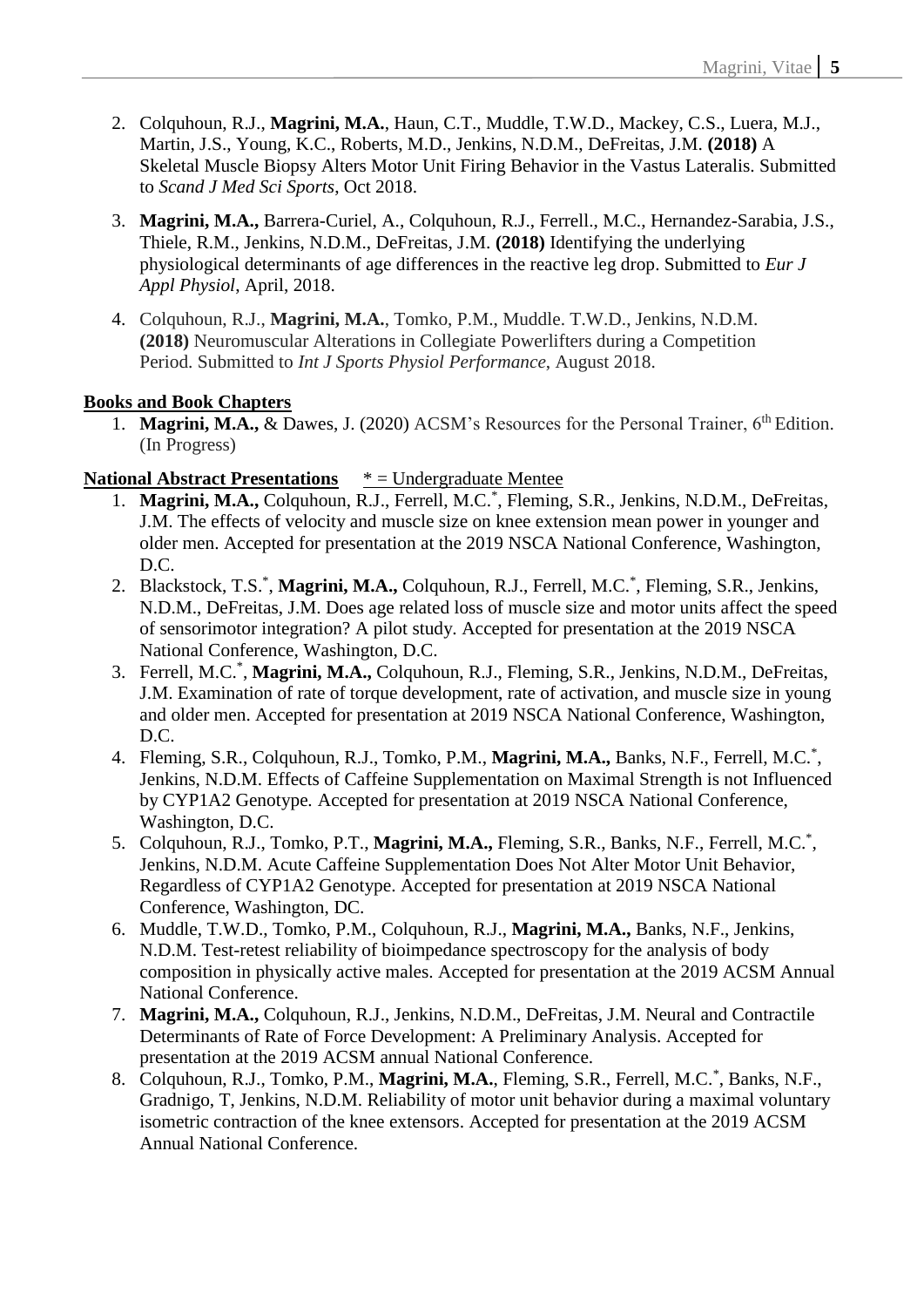2. Colquhoun, R.J., **Magrini, M.A.**, Haun, C.T., Muddle, T.W.D., Mackey, C.S., Luera, M.J., Martin, J.S., Young, K.C., Roberts, M.D., Jenkins, N.D.M., DeFreitas, J.M. **(2018)** A Skeletal Muscle Biopsy Alters Motor Unit Firing Behavior in the Vastus Lateralis. Submitted to *Scand J Med Sci Sports*, Oct 2018.
3. **Magrini, M.A.,** Barrera-Curiel, A., Colquhoun, R.J., Ferrell., M.C., Hernandez-Sarabia, J.S., Thiele, R.M., Jenkins, N.D.M., DeFreitas, J.M. **(2018)** Identifying the underlying physiological determinants of age differences in the reactive leg drop. Submitted to *Eur J Appl Physiol*, April, 2018.
4. Colquhoun, R.J., **Magrini, M.A.**, Tomko, P.M., Muddle. T.W.D., Jenkins, N.D.M. **(2018)** Neuromuscular Alterations in Collegiate Powerlifters during a Competition Period. Submitted to *Int J Sports Physiol Performance*, August 2018.

**Books and Book Chapters**

1. **Magrini, M.A.,** & Dawes, J. (2020) ACSM's Resources for the Personal Trainer, 6th Edition. (In Progress)

**National Abstract Presentations** * = Undergraduate Mentee

1. **Magrini, M.A.,** Colquhoun, R.J., Ferrell, M.C.*, Fleming, S.R., Jenkins, N.D.M., DeFreitas, J.M. The effects of velocity and muscle size on knee extension mean power in younger and older men. Accepted for presentation at the 2019 NSCA National Conference, Washington, D.C.
2. Blackstock, T.S.*, **Magrini, M.A.,** Colquhoun, R.J., Ferrell, M.C.*, Fleming, S.R., Jenkins, N.D.M., DeFreitas, J.M. Does age related loss of muscle size and motor units affect the speed of sensorimotor integration? A pilot study. Accepted for presentation at the 2019 NSCA National Conference, Washington, D.C.
3. Ferrell, M.C.*, **Magrini, M.A.,** Colquhoun, R.J., Fleming, S.R., Jenkins, N.D.M., DeFreitas, J.M. Examination of rate of torque development, rate of activation, and muscle size in young and older men. Accepted for presentation at 2019 NSCA National Conference, Washington, D.C.
4. Fleming, S.R., Colquhoun, R.J., Tomko, P.M., **Magrini, M.A.,** Banks, N.F., Ferrell, M.C.*, Jenkins, N.D.M. Effects of Caffeine Supplementation on Maximal Strength is not Influenced by CYP1A2 Genotype. Accepted for presentation at 2019 NSCA National Conference, Washington, D.C.
5. Colquhoun, R.J., Tomko, P.T., **Magrini, M.A.,** Fleming, S.R., Banks, N.F., Ferrell, M.C.*, Jenkins, N.D.M. Acute Caffeine Supplementation Does Not Alter Motor Unit Behavior, Regardless of CYP1A2 Genotype. Accepted for presentation at 2019 NSCA National Conference, Washington, DC.
6. Muddle, T.W.D., Tomko, P.M., Colquhoun, R.J., **Magrini, M.A.,** Banks, N.F., Jenkins, N.D.M. Test-retest reliability of bioimpedance spectroscopy for the analysis of body composition in physically active males. Accepted for presentation at the 2019 ACSM Annual National Conference.
7. **Magrini, M.A.,** Colquhoun, R.J., Jenkins, N.D.M., DeFreitas, J.M. Neural and Contractile Determinants of Rate of Force Development: A Preliminary Analysis. Accepted for presentation at the 2019 ACSM annual National Conference.
8. Colquhoun, R.J., Tomko, P.M., **Magrini, M.A.**, Fleming, S.R., Ferrell, M.C.*, Banks, N.F., Gradnigo, T, Jenkins, N.D.M. Reliability of motor unit behavior during a maximal voluntary isometric contraction of the knee extensors. Accepted for presentation at the 2019 ACSM Annual National Conference.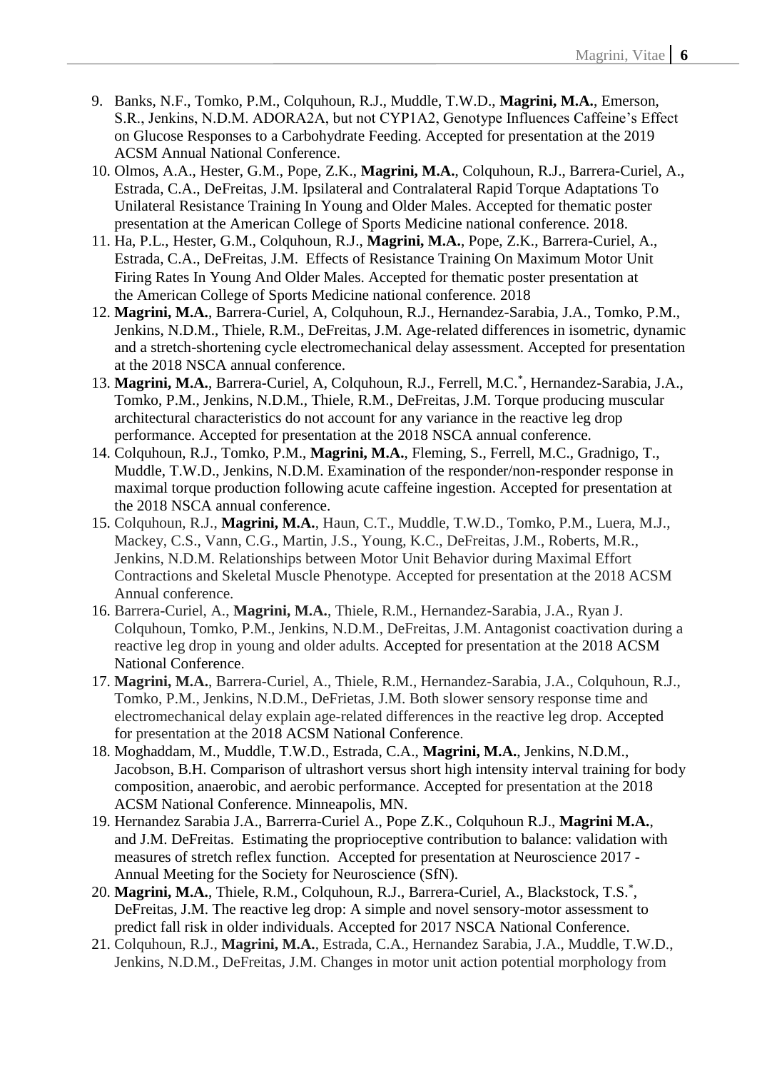9. Banks, N.F., Tomko, P.M., Colquhoun, R.J., Muddle, T.W.D., **Magrini, M.A.**, Emerson, S.R., Jenkins, N.D.M. ADORA2A, but not CYP1A2, Genotype Influences Caffeine's Effect on Glucose Responses to a Carbohydrate Feeding. Accepted for presentation at the 2019 ACSM Annual National Conference.
10. Olmos, A.A., Hester, G.M., Pope, Z.K., **Magrini, M.A.**, Colquhoun, R.J., Barrera-Curiel, A., Estrada, C.A., DeFreitas, J.M. Ipsilateral and Contralateral Rapid Torque Adaptations To Unilateral Resistance Training In Young and Older Males. Accepted for thematic poster presentation at the American College of Sports Medicine national conference. 2018.
11. Ha, P.L., Hester, G.M., Colquhoun, R.J., **Magrini, M.A.**, Pope, Z.K., Barrera-Curiel, A., Estrada, C.A., DeFreitas, J.M. Effects of Resistance Training On Maximum Motor Unit Firing Rates In Young And Older Males. Accepted for thematic poster presentation at the American College of Sports Medicine national conference. 2018
12. **Magrini, M.A.**, Barrera-Curiel, A, Colquhoun, R.J., Hernandez-Sarabia, J.A., Tomko, P.M., Jenkins, N.D.M., Thiele, R.M., DeFreitas, J.M. Age-related differences in isometric, dynamic and a stretch-shortening cycle electromechanical delay assessment. Accepted for presentation at the 2018 NSCA annual conference.
13. **Magrini, M.A.**, Barrera-Curiel, A, Colquhoun, R.J., Ferrell, M.C.*, Hernandez-Sarabia, J.A., Tomko, P.M., Jenkins, N.D.M., Thiele, R.M., DeFreitas, J.M. Torque producing muscular architectural characteristics do not account for any variance in the reactive leg drop performance. Accepted for presentation at the 2018 NSCA annual conference.
14. Colquhoun, R.J., Tomko, P.M., **Magrini, M.A.**, Fleming, S., Ferrell, M.C., Gradnigo, T., Muddle, T.W.D., Jenkins, N.D.M. Examination of the responder/non-responder response in maximal torque production following acute caffeine ingestion. Accepted for presentation at the 2018 NSCA annual conference.
15. Colquhoun, R.J., **Magrini, M.A.**, Haun, C.T., Muddle, T.W.D., Tomko, P.M., Luera, M.J., Mackey, C.S., Vann, C.G., Martin, J.S., Young, K.C., DeFreitas, J.M., Roberts, M.R., Jenkins, N.D.M. Relationships between Motor Unit Behavior during Maximal Effort Contractions and Skeletal Muscle Phenotype. Accepted for presentation at the 2018 ACSM Annual conference.
16. Barrera-Curiel, A., **Magrini, M.A.**, Thiele, R.M., Hernandez-Sarabia, J.A., Ryan J. Colquhoun, Tomko, P.M., Jenkins, N.D.M., DeFreitas, J.M. Antagonist coactivation during a reactive leg drop in young and older adults. Accepted for presentation at the 2018 ACSM National Conference.
17. **Magrini, M.A.**, Barrera-Curiel, A., Thiele, R.M., Hernandez-Sarabia, J.A., Colquhoun, R.J., Tomko, P.M., Jenkins, N.D.M., DeFrietas, J.M. Both slower sensory response time and electromechanical delay explain age-related differences in the reactive leg drop. Accepted for presentation at the 2018 ACSM National Conference.
18. Moghaddam, M., Muddle, T.W.D., Estrada, C.A., **Magrini, M.A.**, Jenkins, N.D.M., Jacobson, B.H. Comparison of ultrashort versus short high intensity interval training for body composition, anaerobic, and aerobic performance. Accepted for presentation at the 2018 ACSM National Conference. Minneapolis, MN.
19. Hernandez Sarabia J.A., Barrerra-Curiel A., Pope Z.K., Colquhoun R.J., **Magrini M.A.**, and J.M. DeFreitas. Estimating the proprioceptive contribution to balance: validation with measures of stretch reflex function. Accepted for presentation at Neuroscience 2017 - Annual Meeting for the Society for Neuroscience (SfN).
20. **Magrini, M.A.**, Thiele, R.M., Colquhoun, R.J., Barrera-Curiel, A., Blackstock, T.S.*, DeFreitas, J.M. The reactive leg drop: A simple and novel sensory-motor assessment to predict fall risk in older individuals. Accepted for 2017 NSCA National Conference.
21. Colquhoun, R.J., **Magrini, M.A.**, Estrada, C.A., Hernandez Sarabia, J.A., Muddle, T.W.D., Jenkins, N.D.M., DeFreitas, J.M. Changes in motor unit action potential morphology from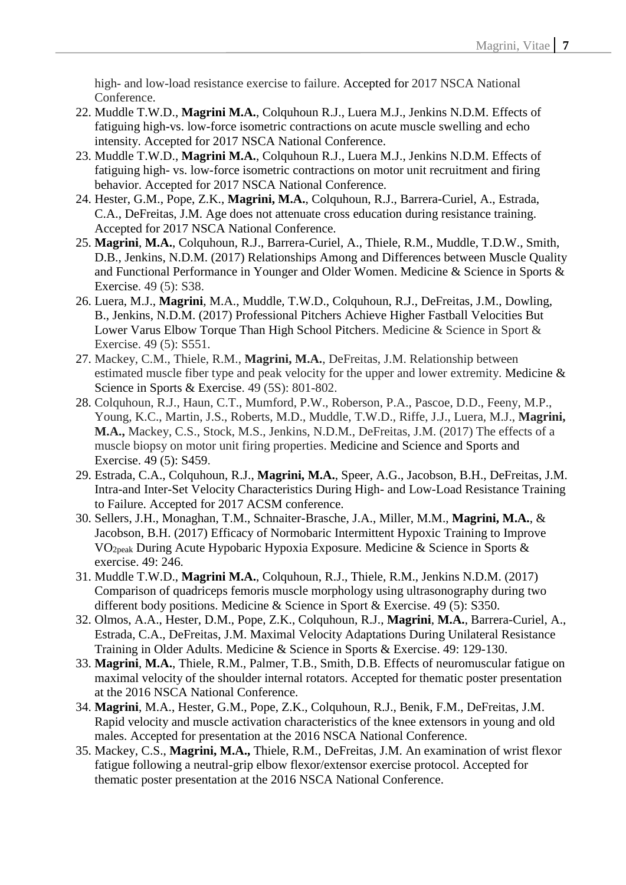high- and low-load resistance exercise to failure. Accepted for 2017 NSCA National Conference.

22. Muddle T.W.D., **Magrini M.A.**, Colquhoun R.J., Luera M.J., Jenkins N.D.M. Effects of fatiguing high-vs. low-force isometric contractions on acute muscle swelling and echo intensity. Accepted for 2017 NSCA National Conference.
23. Muddle T.W.D., **Magrini M.A.**, Colquhoun R.J., Luera M.J., Jenkins N.D.M. Effects of fatiguing high- vs. low-force isometric contractions on motor unit recruitment and firing behavior. Accepted for 2017 NSCA National Conference.
24. Hester, G.M., Pope, Z.K., **Magrini, M.A.**, Colquhoun, R.J., Barrera-Curiel, A., Estrada, C.A., DeFreitas, J.M. Age does not attenuate cross education during resistance training. Accepted for 2017 NSCA National Conference.
25. **Magrini**, **M.A.**, Colquhoun, R.J., Barrera-Curiel, A., Thiele, R.M., Muddle, T.D.W., Smith, D.B., Jenkins, N.D.M. (2017) Relationships Among and Differences between Muscle Quality and Functional Performance in Younger and Older Women. Medicine & Science in Sports & Exercise. 49 (5): S38.
26. Luera, M.J., **Magrini**, M.A., Muddle, T.W.D., Colquhoun, R.J., DeFreitas, J.M., Dowling, B., Jenkins, N.D.M. (2017) Professional Pitchers Achieve Higher Fastball Velocities But Lower Varus Elbow Torque Than High School Pitchers. Medicine & Science in Sport & Exercise. 49 (5): S551.
27. Mackey, C.M., Thiele, R.M., **Magrini, M.A.**, DeFreitas, J.M. Relationship between estimated muscle fiber type and peak velocity for the upper and lower extremity. Medicine & Science in Sports & Exercise. 49 (5S): 801-802.
28. Colquhoun, R.J., Haun, C.T., Mumford, P.W., Roberson, P.A., Pascoe, D.D., Feeny, M.P., Young, K.C., Martin, J.S., Roberts, M.D., Muddle, T.W.D., Riffe, J.J., Luera, M.J., **Magrini, M.A.,** Mackey, C.S., Stock, M.S., Jenkins, N.D.M., DeFreitas, J.M. (2017) The effects of a muscle biopsy on motor unit firing properties. Medicine and Science and Sports and Exercise. 49 (5): S459.
29. Estrada, C.A., Colquhoun, R.J., **Magrini, M.A.**, Speer, A.G., Jacobson, B.H., DeFreitas, J.M. Intra-and Inter-Set Velocity Characteristics During High- and Low-Load Resistance Training to Failure. Accepted for 2017 ACSM conference.
30. Sellers, J.H., Monaghan, T.M., Schnaiter-Brasche, J.A., Miller, M.M., **Magrini, M.A.**, & Jacobson, B.H. (2017) Efficacy of Normobaric Intermittent Hypoxic Training to Improve $VO_{2peak}$ During Acute Hypobaric Hypoxia Exposure. Medicine & Science in Sports & exercise. 49: 246.
31. Muddle T.W.D., **Magrini M.A.**, Colquhoun, R.J., Thiele, R.M., Jenkins N.D.M. (2017) Comparison of quadriceps femoris muscle morphology using ultrasonography during two different body positions. Medicine & Science in Sport & Exercise. 49 (5): S350.
32. Olmos, A.A., Hester, D.M., Pope, Z.K., Colquhoun, R.J., **Magrini**, **M.A.**, Barrera-Curiel, A., Estrada, C.A., DeFreitas, J.M. Maximal Velocity Adaptations During Unilateral Resistance Training in Older Adults. Medicine & Science in Sports & Exercise. 49: 129-130.
33. **Magrini**, **M.A.**, Thiele, R.M., Palmer, T.B., Smith, D.B. Effects of neuromuscular fatigue on maximal velocity of the shoulder internal rotators. Accepted for thematic poster presentation at the 2016 NSCA National Conference.
34. **Magrini**, M.A., Hester, G.M., Pope, Z.K., Colquhoun, R.J., Benik, F.M., DeFreitas, J.M. Rapid velocity and muscle activation characteristics of the knee extensors in young and old males. Accepted for presentation at the 2016 NSCA National Conference.
35. Mackey, C.S., **Magrini, M.A.,** Thiele, R.M., DeFreitas, J.M. An examination of wrist flexor fatigue following a neutral-grip elbow flexor/extensor exercise protocol. Accepted for thematic poster presentation at the 2016 NSCA National Conference.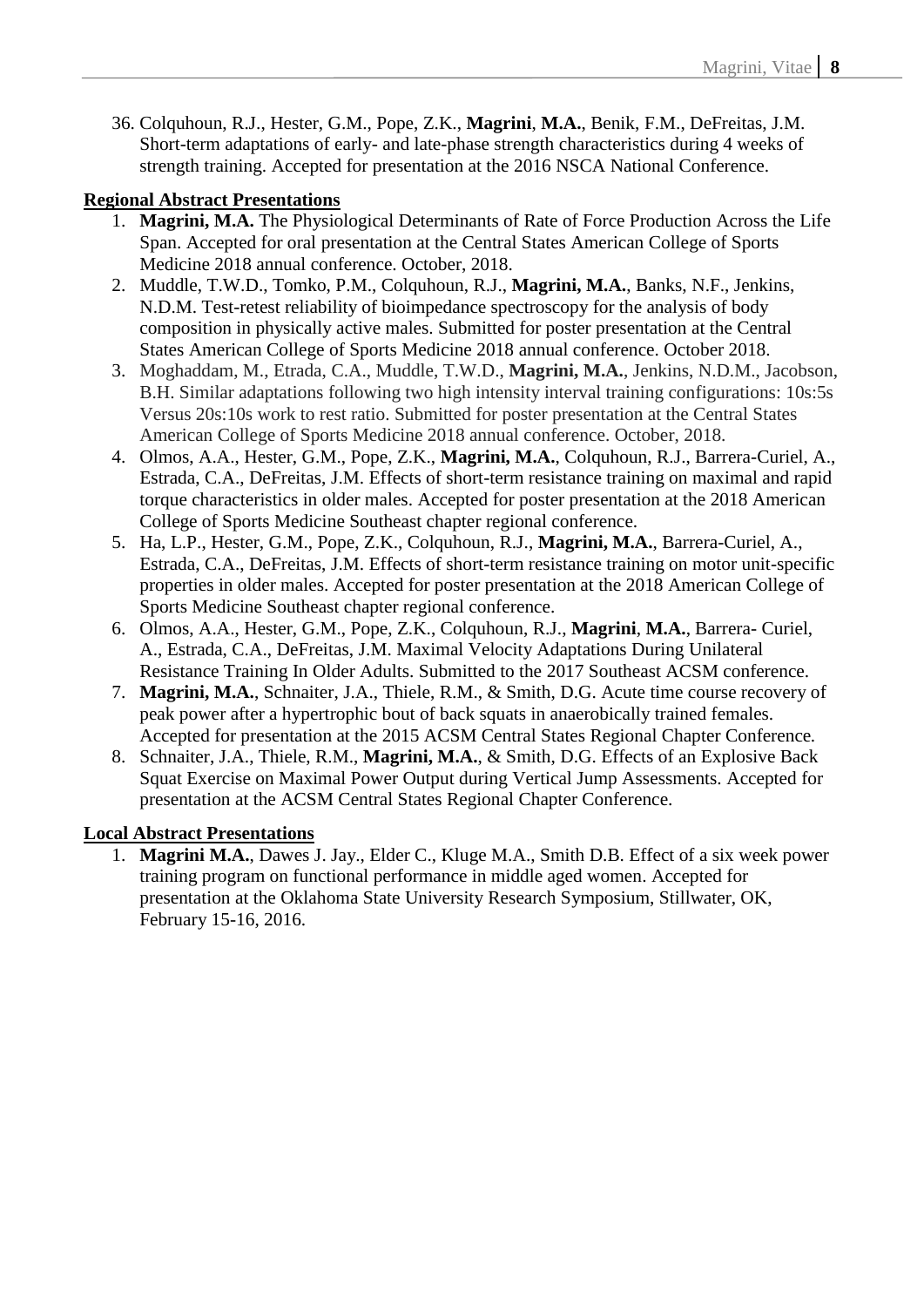36. Colquhoun, R.J., Hester, G.M., Pope, Z.K., **Magrini**, **M.A.**, Benik, F.M., DeFreitas, J.M. Short-term adaptations of early- and late-phase strength characteristics during 4 weeks of strength training. Accepted for presentation at the 2016 NSCA National Conference.

**Regional Abstract Presentations**

1. **Magrini, M.A.** The Physiological Determinants of Rate of Force Production Across the Life Span. Accepted for oral presentation at the Central States American College of Sports Medicine 2018 annual conference. October, 2018.
2. Muddle, T.W.D., Tomko, P.M., Colquhoun, R.J., **Magrini, M.A.**, Banks, N.F., Jenkins, N.D.M. Test-retest reliability of bioimpedance spectroscopy for the analysis of body composition in physically active males. Submitted for poster presentation at the Central States American College of Sports Medicine 2018 annual conference. October 2018.
3. Moghaddam, M., Etrada, C.A., Muddle, T.W.D., **Magrini, M.A.**, Jenkins, N.D.M., Jacobson, B.H. Similar adaptations following two high intensity interval training configurations: 10s:5s Versus 20s:10s work to rest ratio. Submitted for poster presentation at the Central States American College of Sports Medicine 2018 annual conference. October, 2018.
4. Olmos, A.A., Hester, G.M., Pope, Z.K., **Magrini, M.A.**, Colquhoun, R.J., Barrera-Curiel, A., Estrada, C.A., DeFreitas, J.M. Effects of short-term resistance training on maximal and rapid torque characteristics in older males. Accepted for poster presentation at the 2018 American College of Sports Medicine Southeast chapter regional conference.
5. Ha, L.P., Hester, G.M., Pope, Z.K., Colquhoun, R.J., **Magrini, M.A.**, Barrera-Curiel, A., Estrada, C.A., DeFreitas, J.M. Effects of short-term resistance training on motor unit-specific properties in older males. Accepted for poster presentation at the 2018 American College of Sports Medicine Southeast chapter regional conference.
6. Olmos, A.A., Hester, G.M., Pope, Z.K., Colquhoun, R.J., **Magrini**, **M.A.**, Barrera- Curiel, A., Estrada, C.A., DeFreitas, J.M. Maximal Velocity Adaptations During Unilateral Resistance Training In Older Adults. Submitted to the 2017 Southeast ACSM conference.
7. **Magrini, M.A.**, Schnaiter, J.A., Thiele, R.M., & Smith, D.G. Acute time course recovery of peak power after a hypertrophic bout of back squats in anaerobically trained females. Accepted for presentation at the 2015 ACSM Central States Regional Chapter Conference.
8. Schnaiter, J.A., Thiele, R.M., **Magrini, M.A.**, & Smith, D.G. Effects of an Explosive Back Squat Exercise on Maximal Power Output during Vertical Jump Assessments. Accepted for presentation at the ACSM Central States Regional Chapter Conference.

**Local Abstract Presentations**

1. **Magrini M.A.**, Dawes J. Jay., Elder C., Kluge M.A., Smith D.B. Effect of a six week power training program on functional performance in middle aged women. Accepted for presentation at the Oklahoma State University Research Symposium, Stillwater, OK, February 15-16, 2016.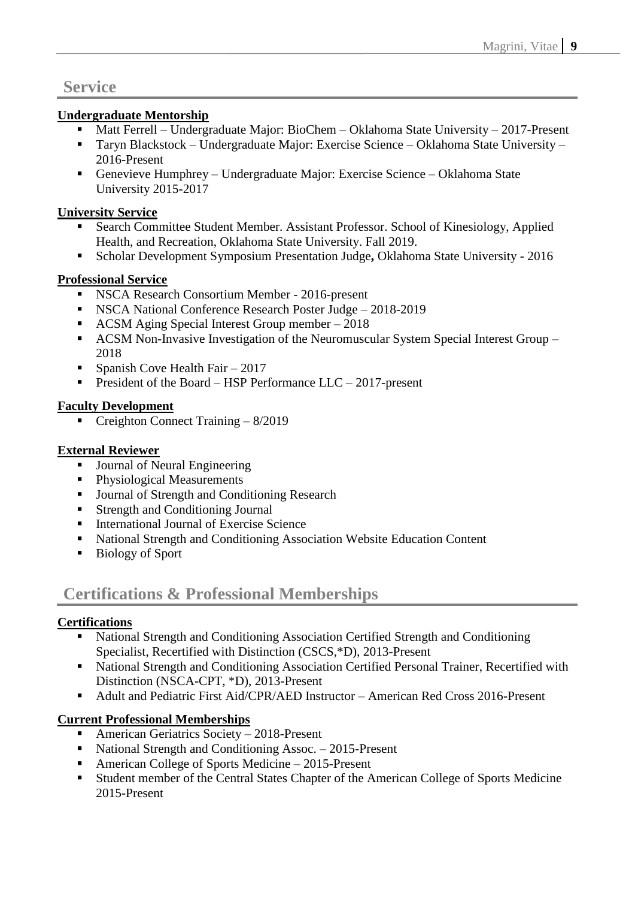## Service

**Undergraduate Mentorship**

- Matt Ferrell – Undergraduate Major: BioChem – Oklahoma State University – 2017-Present
- Taryn Blackstock – Undergraduate Major: Exercise Science – Oklahoma State University – 2016-Present
- Genevieve Humphrey – Undergraduate Major: Exercise Science – Oklahoma State University 2015-2017

**University Service**

- Search Committee Student Member. Assistant Professor. School of Kinesiology, Applied Health, and Recreation, Oklahoma State University. Fall 2019.
- Scholar Development Symposium Presentation Judge**,** Oklahoma State University - 2016

**Professional Service**

- NSCA Research Consortium Member - 2016-present
- NSCA National Conference Research Poster Judge – 2018-2019
- ACSM Aging Special Interest Group member – 2018
- ACSM Non-Invasive Investigation of the Neuromuscular System Special Interest Group – 2018
- Spanish Cove Health Fair – 2017
- President of the Board – HSP Performance LLC – 2017-present

**Faculty Development**

- Creighton Connect Training – 8/2019

**External Reviewer**

- Journal of Neural Engineering
- Physiological Measurements
- Journal of Strength and Conditioning Research
- Strength and Conditioning Journal
- International Journal of Exercise Science
- National Strength and Conditioning Association Website Education Content
- Biology of Sport

## Certifications & Professional Memberships

**Certifications**

- National Strength and Conditioning Association Certified Strength and Conditioning Specialist, Recertified with Distinction (CSCS,*D), 2013-Present
- National Strength and Conditioning Association Certified Personal Trainer, Recertified with Distinction (NSCA-CPT, *D), 2013-Present
- Adult and Pediatric First Aid/CPR/AED Instructor – American Red Cross 2016-Present

**Current Professional Memberships**

- American Geriatrics Society – 2018-Present
- National Strength and Conditioning Assoc. – 2015-Present
- American College of Sports Medicine – 2015-Present
- Student member of the Central States Chapter of the American College of Sports Medicine 2015-Present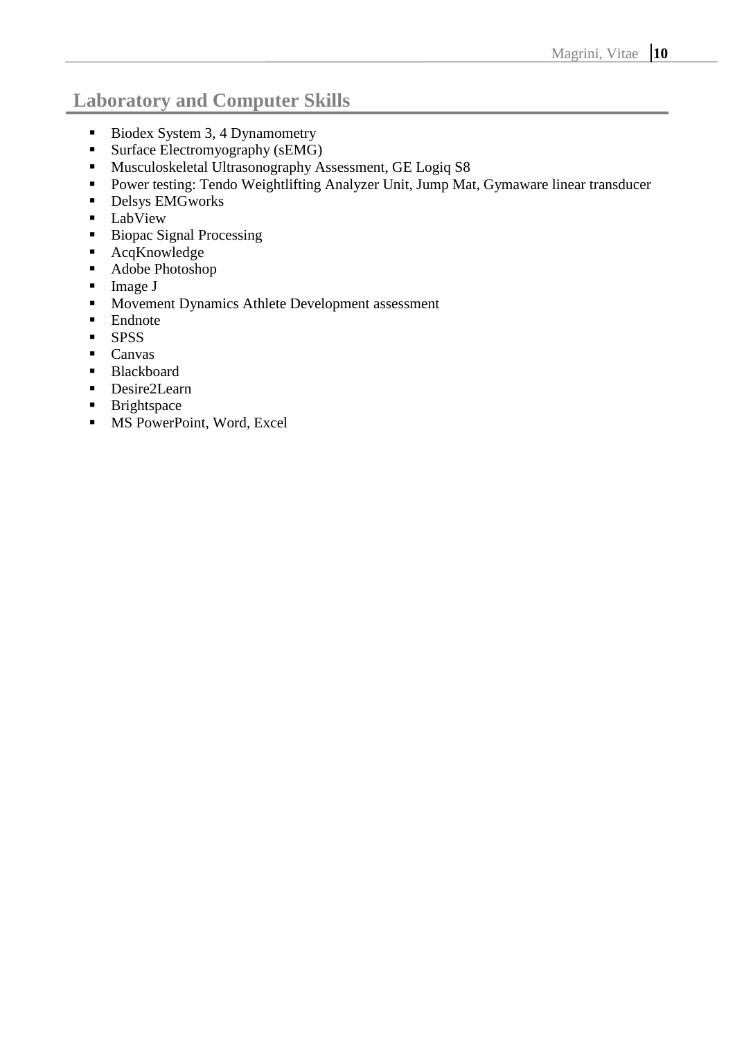## Laboratory and Computer Skills

- Biodex System 3, 4 Dynamometry
- Surface Electromyography (sEMG)
- Musculoskeletal Ultrasonography Assessment, GE Logiq S8
- Power testing: Tendo Weightlifting Analyzer Unit, Jump Mat, Gymaware linear transducer
- Delsys EMGworks
- LabView
- Biopac Signal Processing
- AcqKnowledge
- Adobe Photoshop
- Image J
- Movement Dynamics Athlete Development assessment
- Endnote
- SPSS
- Canvas
- Blackboard
- Desire2Learn
- Brightspace
- MS PowerPoint, Word, Excel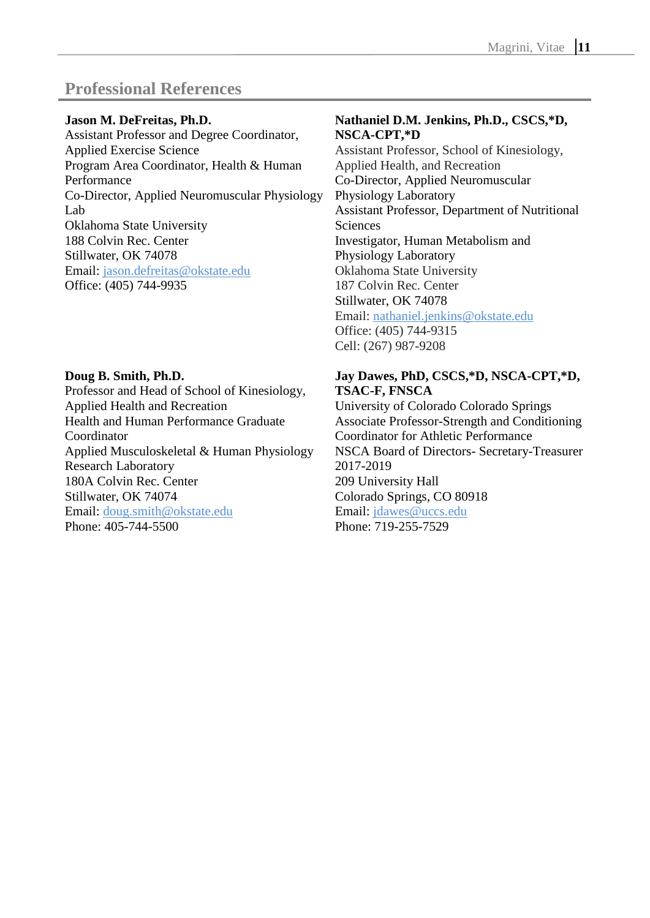## Professional References

**Jason M. DeFreitas, Ph.D.**
Assistant Professor and Degree Coordinator, Applied Exercise Science
Program Area Coordinator, Health & Human Performance
Co-Director, Applied Neuromuscular Physiology Lab
Oklahoma State University
188 Colvin Rec. Center
Stillwater, OK 74078
Email: jason.defreitas@okstate.edu
Office: (405) 744-9935

**Nathaniel D.M. Jenkins, Ph.D., CSCS,*D, NSCA-CPT,*D**
Assistant Professor, School of Kinesiology, Applied Health, and Recreation
Co-Director, Applied Neuromuscular Physiology Laboratory
Assistant Professor, Department of Nutritional Sciences
Investigator, Human Metabolism and Physiology Laboratory
Oklahoma State University
187 Colvin Rec. Center
Stillwater, OK 74078
Email: nathaniel.jenkins@okstate.edu
Office: (405) 744-9315
Cell: (267) 987-9208

**Doug B. Smith, Ph.D.**
Professor and Head of School of Kinesiology, Applied Health and Recreation
Health and Human Performance Graduate Coordinator
Applied Musculoskeletal & Human Physiology Research Laboratory
180A Colvin Rec. Center
Stillwater, OK 74074
Email: doug.smith@okstate.edu
Phone: 405-744-5500

**Jay Dawes, PhD, CSCS,*D, NSCA-CPT,*D, TSAC-F, FNSCA**
University of Colorado Colorado Springs
Associate Professor-Strength and Conditioning Coordinator for Athletic Performance
NSCA Board of Directors- Secretary-Treasurer 2017-2019
209 University Hall
Colorado Springs, CO 80918
Email: jdawes@uccs.edu
Phone: 719-255-7529